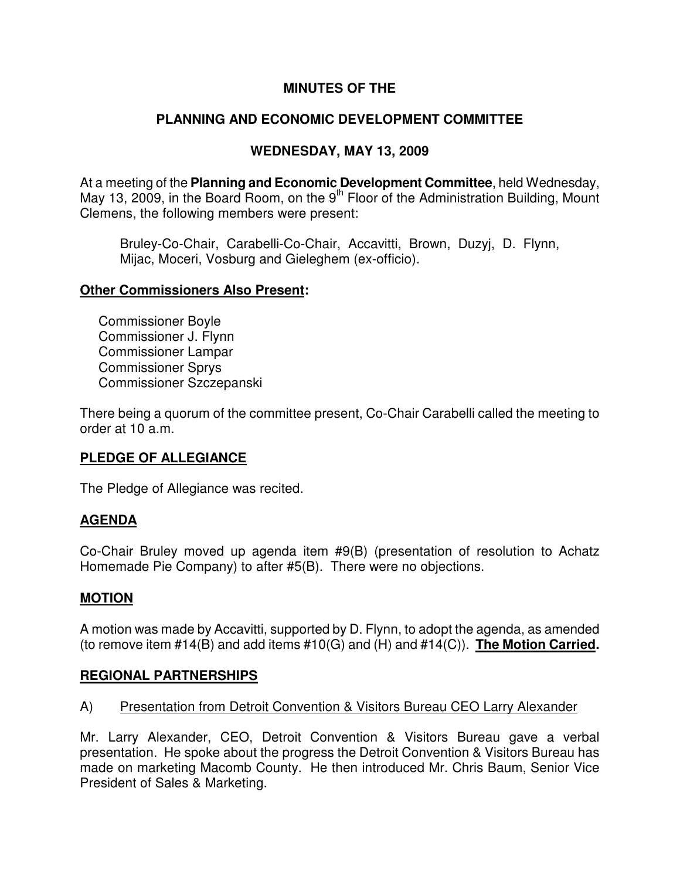# MINUTES OF THE

# PLANNING AND ECONOMIC DEVELOPMENT COMMITTEE

## WEDNESDAY, MAY 13, 2009

At a meeting of the **Planning and Economic Development Committee**, held Wednesday, May 13, 2009, in the Board Room, on the 9th Floor of the Administration Building, Mount Clemens, the following members were present:

> Bruley-Co-Chair, Carabelli-Co-Chair, Accavitti, Brown, Duzyj, D. Flynn, Mijac, Moceri, Vosburg and Gieleghem (ex-officio).

**Other Commissioners Also Present:**

Commissioner Boyle
Commissioner J. Flynn
Commissioner Lampar
Commissioner Sprys
Commissioner Szczepanski

There being a quorum of the committee present, Co-Chair Carabelli called the meeting to order at 10 a.m.

**PLEDGE OF ALLEGIANCE**

The Pledge of Allegiance was recited.

**AGENDA**

Co-Chair Bruley moved up agenda item #9(B) (presentation of resolution to Achatz Homemade Pie Company) to after #5(B). There were no objections.

**MOTION**

A motion was made by Accavitti, supported by D. Flynn, to adopt the agenda, as amended (to remove item #14(B) and add items #10(G) and (H) and #14(C)). **The Motion Carried.**

**REGIONAL PARTNERSHIPS**

A) Presentation from Detroit Convention & Visitors Bureau CEO Larry Alexander

Mr. Larry Alexander, CEO, Detroit Convention & Visitors Bureau gave a verbal presentation. He spoke about the progress the Detroit Convention & Visitors Bureau has made on marketing Macomb County. He then introduced Mr. Chris Baum, Senior Vice President of Sales & Marketing.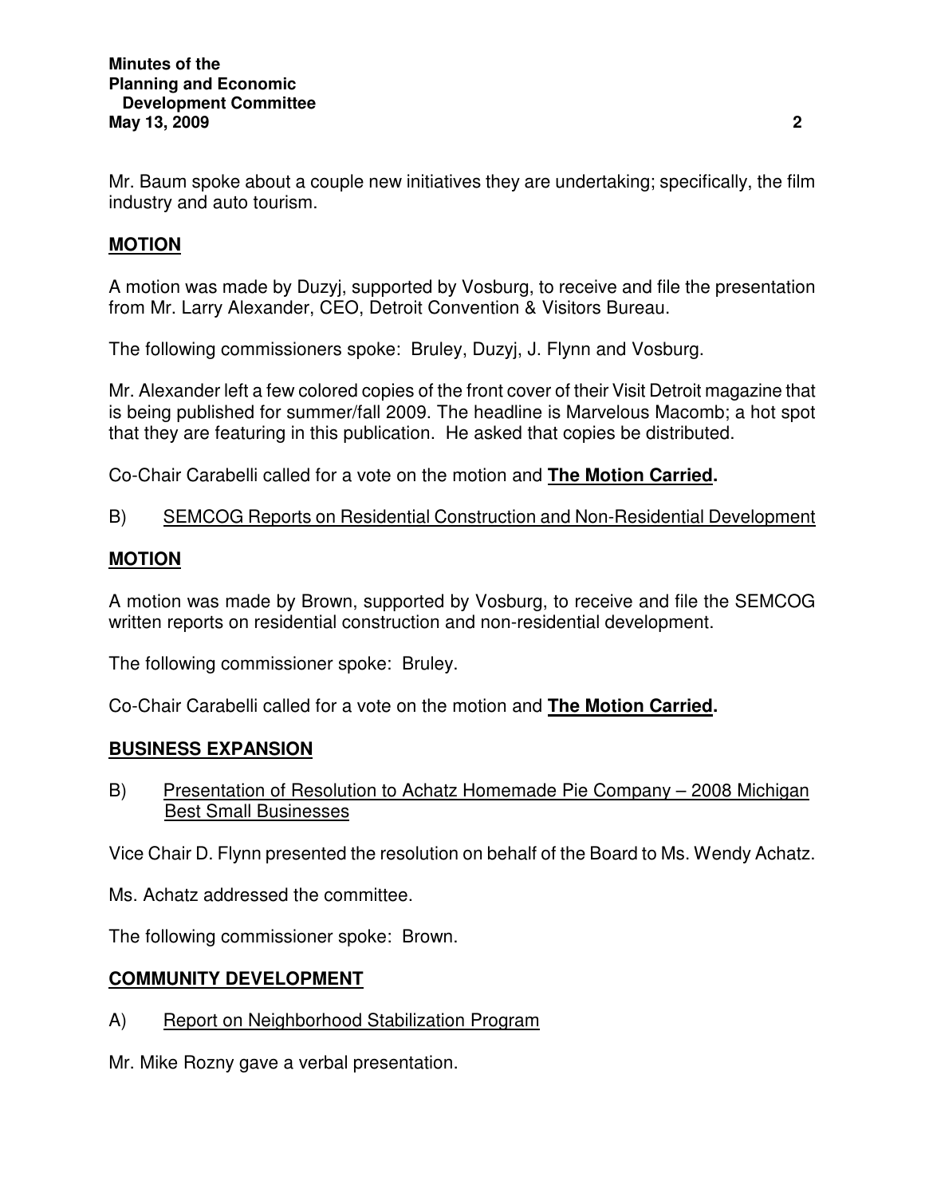Mr. Baum spoke about a couple new initiatives they are undertaking; specifically, the film industry and auto tourism.

**MOTION**

A motion was made by Duzyj, supported by Vosburg, to receive and file the presentation from Mr. Larry Alexander, CEO, Detroit Convention & Visitors Bureau.

The following commissioners spoke: Bruley, Duzyj, J. Flynn and Vosburg.

Mr. Alexander left a few colored copies of the front cover of their Visit Detroit magazine that is being published for summer/fall 2009. The headline is Marvelous Macomb; a hot spot that they are featuring in this publication. He asked that copies be distributed.

Co-Chair Carabelli called for a vote on the motion and **The Motion Carried.**

B) SEMCOG Reports on Residential Construction and Non-Residential Development

**MOTION**

A motion was made by Brown, supported by Vosburg, to receive and file the SEMCOG written reports on residential construction and non-residential development.

The following commissioner spoke: Bruley.

Co-Chair Carabelli called for a vote on the motion and **The Motion Carried.**

**BUSINESS EXPANSION**

B) Presentation of Resolution to Achatz Homemade Pie Company – 2008 Michigan Best Small Businesses

Vice Chair D. Flynn presented the resolution on behalf of the Board to Ms. Wendy Achatz.

Ms. Achatz addressed the committee.

The following commissioner spoke: Brown.

**COMMUNITY DEVELOPMENT**

A) Report on Neighborhood Stabilization Program

Mr. Mike Rozny gave a verbal presentation.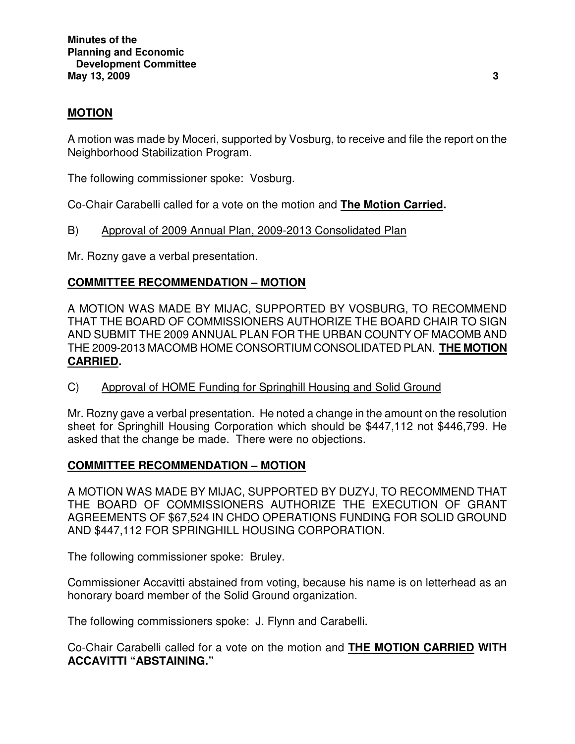**MOTION**

A motion was made by Moceri, supported by Vosburg, to receive and file the report on the Neighborhood Stabilization Program.

The following commissioner spoke: Vosburg.

Co-Chair Carabelli called for a vote on the motion and **The Motion Carried.**

B) Approval of 2009 Annual Plan, 2009-2013 Consolidated Plan

Mr. Rozny gave a verbal presentation.

**COMMITTEE RECOMMENDATION – MOTION**

A MOTION WAS MADE BY MIJAC, SUPPORTED BY VOSBURG, TO RECOMMEND THAT THE BOARD OF COMMISSIONERS AUTHORIZE THE BOARD CHAIR TO SIGN AND SUBMIT THE 2009 ANNUAL PLAN FOR THE URBAN COUNTY OF MACOMB AND THE 2009-2013 MACOMB HOME CONSORTIUM CONSOLIDATED PLAN. **THE MOTION CARRIED.**

C) Approval of HOME Funding for Springhill Housing and Solid Ground

Mr. Rozny gave a verbal presentation. He noted a change in the amount on the resolution sheet for Springhill Housing Corporation which should be $447,112 not $446,799. He asked that the change be made. There were no objections.

**COMMITTEE RECOMMENDATION – MOTION**

A MOTION WAS MADE BY MIJAC, SUPPORTED BY DUZYJ, TO RECOMMEND THAT THE BOARD OF COMMISSIONERS AUTHORIZE THE EXECUTION OF GRANT AGREEMENTS OF $67,524 IN CHDO OPERATIONS FUNDING FOR SOLID GROUND AND $447,112 FOR SPRINGHILL HOUSING CORPORATION.

The following commissioner spoke: Bruley.

Commissioner Accavitti abstained from voting, because his name is on letterhead as an honorary board member of the Solid Ground organization.

The following commissioners spoke: J. Flynn and Carabelli.

Co-Chair Carabelli called for a vote on the motion and **THE MOTION CARRIED WITH ACCAVITTI "ABSTAINING."**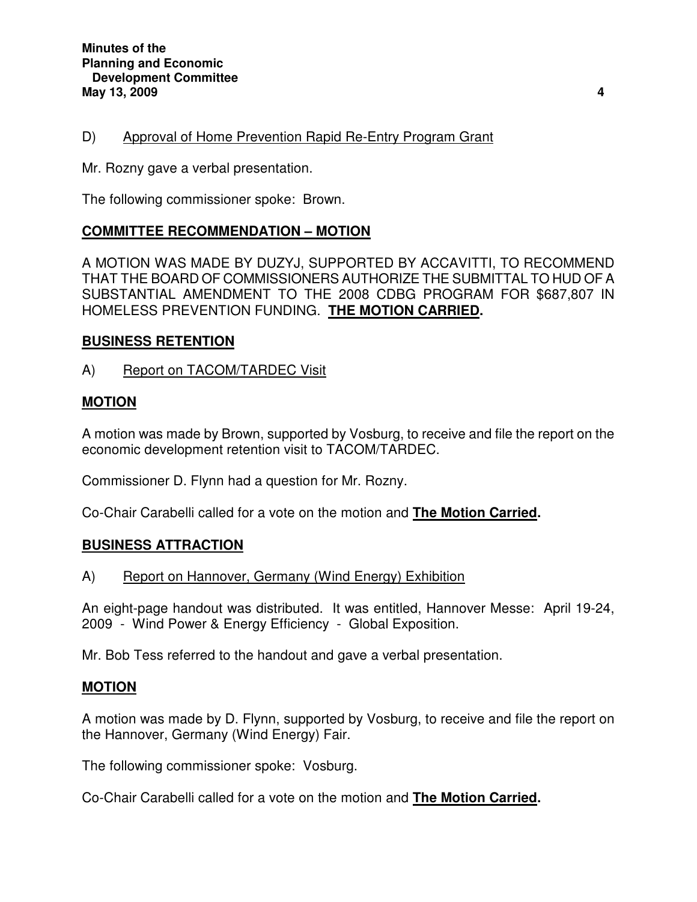D) Approval of Home Prevention Rapid Re-Entry Program Grant

Mr. Rozny gave a verbal presentation.

The following commissioner spoke: Brown.

**COMMITTEE RECOMMENDATION – MOTION**

A MOTION WAS MADE BY DUZYJ, SUPPORTED BY ACCAVITTI, TO RECOMMEND THAT THE BOARD OF COMMISSIONERS AUTHORIZE THE SUBMITTAL TO HUD OF A SUBSTANTIAL AMENDMENT TO THE 2008 CDBG PROGRAM FOR $687,807 IN HOMELESS PREVENTION FUNDING. **THE MOTION CARRIED.**

**BUSINESS RETENTION**

A) Report on TACOM/TARDEC Visit

**MOTION**

A motion was made by Brown, supported by Vosburg, to receive and file the report on the economic development retention visit to TACOM/TARDEC.

Commissioner D. Flynn had a question for Mr. Rozny.

Co-Chair Carabelli called for a vote on the motion and **The Motion Carried.**

**BUSINESS ATTRACTION**

A) Report on Hannover, Germany (Wind Energy) Exhibition

An eight-page handout was distributed. It was entitled, Hannover Messe: April 19-24, 2009 - Wind Power & Energy Efficiency - Global Exposition.

Mr. Bob Tess referred to the handout and gave a verbal presentation.

**MOTION**

A motion was made by D. Flynn, supported by Vosburg, to receive and file the report on the Hannover, Germany (Wind Energy) Fair.

The following commissioner spoke: Vosburg.

Co-Chair Carabelli called for a vote on the motion and **The Motion Carried.**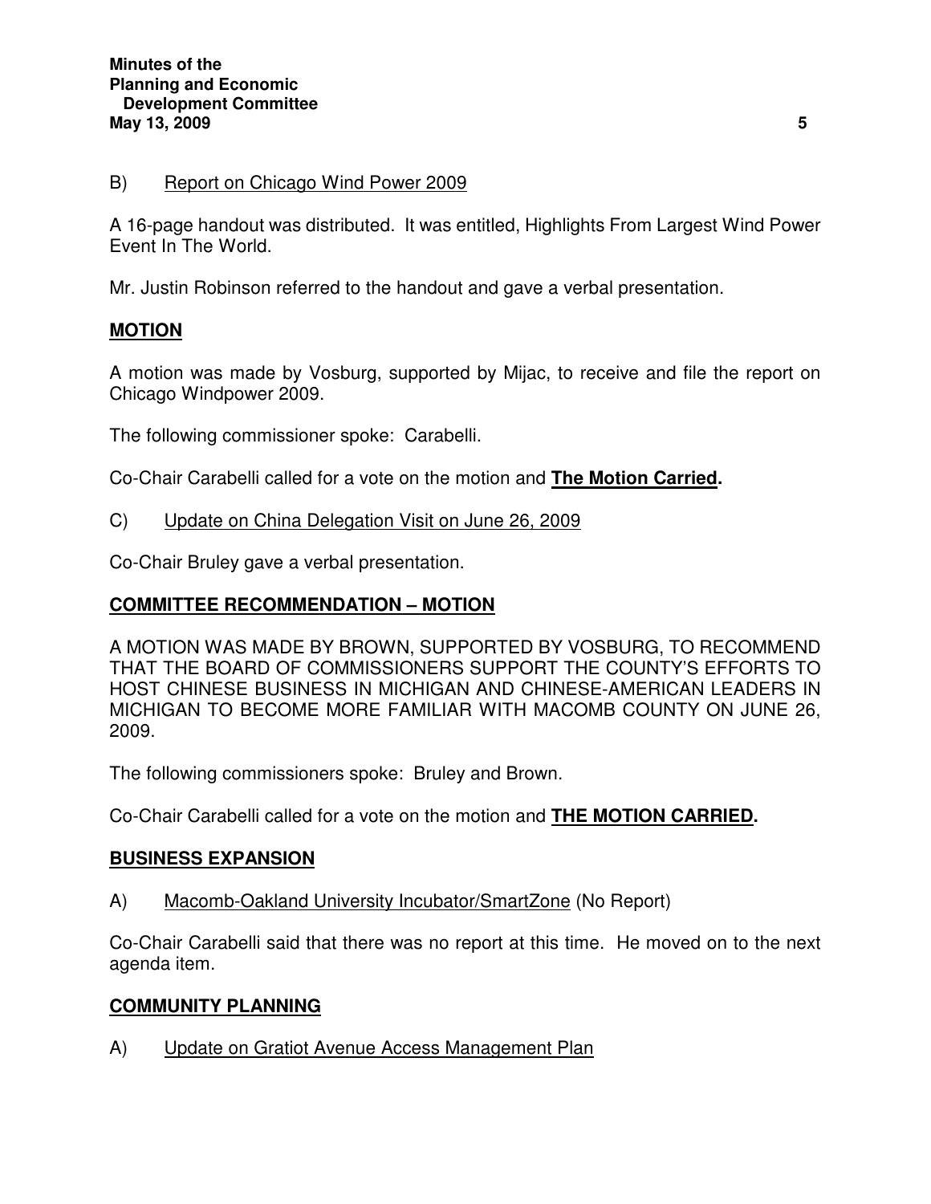B) Report on Chicago Wind Power 2009

A 16-page handout was distributed. It was entitled, Highlights From Largest Wind Power Event In The World.

Mr. Justin Robinson referred to the handout and gave a verbal presentation.

## MOTION

A motion was made by Vosburg, supported by Mijac, to receive and file the report on Chicago Windpower 2009.

The following commissioner spoke: Carabelli.

Co-Chair Carabelli called for a vote on the motion and **The Motion Carried.**

C) Update on China Delegation Visit on June 26, 2009

Co-Chair Bruley gave a verbal presentation.

## COMMITTEE RECOMMENDATION – MOTION

A MOTION WAS MADE BY BROWN, SUPPORTED BY VOSBURG, TO RECOMMEND THAT THE BOARD OF COMMISSIONERS SUPPORT THE COUNTY'S EFFORTS TO HOST CHINESE BUSINESS IN MICHIGAN AND CHINESE-AMERICAN LEADERS IN MICHIGAN TO BECOME MORE FAMILIAR WITH MACOMB COUNTY ON JUNE 26, 2009.

The following commissioners spoke: Bruley and Brown.

Co-Chair Carabelli called for a vote on the motion and **THE MOTION CARRIED.**

## BUSINESS EXPANSION

A) Macomb-Oakland University Incubator/SmartZone (No Report)

Co-Chair Carabelli said that there was no report at this time. He moved on to the next agenda item.

## COMMUNITY PLANNING

A) Update on Gratiot Avenue Access Management Plan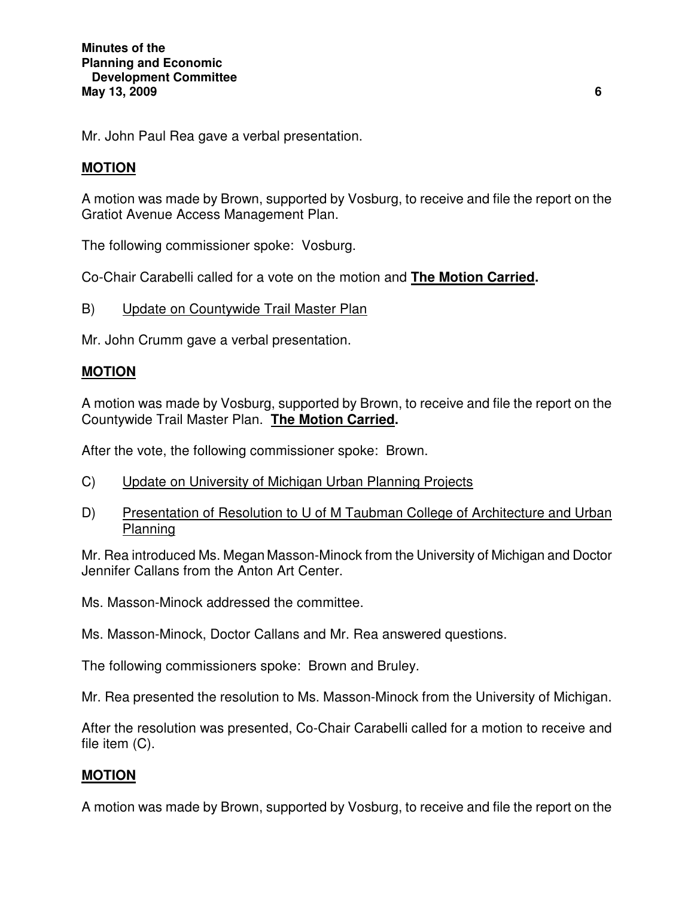Mr. John Paul Rea gave a verbal presentation.

**MOTION**

A motion was made by Brown, supported by Vosburg, to receive and file the report on the Gratiot Avenue Access Management Plan.

The following commissioner spoke: Vosburg.

Co-Chair Carabelli called for a vote on the motion and **The Motion Carried.**

B) Update on Countywide Trail Master Plan

Mr. John Crumm gave a verbal presentation.

**MOTION**

A motion was made by Vosburg, supported by Brown, to receive and file the report on the Countywide Trail Master Plan. **The Motion Carried.**

After the vote, the following commissioner spoke: Brown.

C) Update on University of Michigan Urban Planning Projects

D) Presentation of Resolution to U of M Taubman College of Architecture and Urban Planning

Mr. Rea introduced Ms. Megan Masson-Minock from the University of Michigan and Doctor Jennifer Callans from the Anton Art Center.

Ms. Masson-Minock addressed the committee.

Ms. Masson-Minock, Doctor Callans and Mr. Rea answered questions.

The following commissioners spoke: Brown and Bruley.

Mr. Rea presented the resolution to Ms. Masson-Minock from the University of Michigan.

After the resolution was presented, Co-Chair Carabelli called for a motion to receive and file item (C).

**MOTION**

A motion was made by Brown, supported by Vosburg, to receive and file the report on the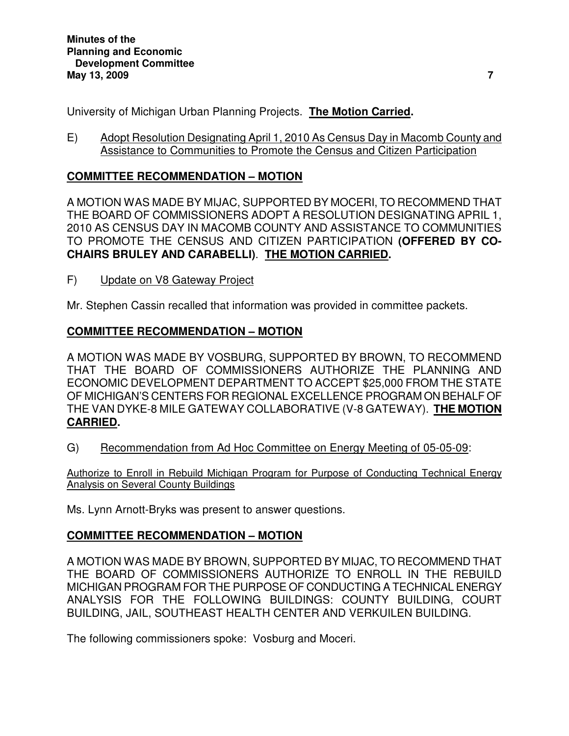University of Michigan Urban Planning Projects. **<u>The Motion Carried</u>.**

E) <u>Adopt Resolution Designating April 1, 2010 As Census Day in Macomb County and Assistance to Communities to Promote the Census and Citizen Participation</u>

**<u>COMMITTEE RECOMMENDATION – MOTION</u>**

A MOTION WAS MADE BY MIJAC, SUPPORTED BY MOCERI, TO RECOMMEND THAT THE BOARD OF COMMISSIONERS ADOPT A RESOLUTION DESIGNATING APRIL 1, 2010 AS CENSUS DAY IN MACOMB COUNTY AND ASSISTANCE TO COMMUNITIES TO PROMOTE THE CENSUS AND CITIZEN PARTICIPATION **(OFFERED BY CO-CHAIRS BRULEY AND CARABELLI)**. **<u>THE MOTION CARRIED</u>.**

F) <u>Update on V8 Gateway Project</u>

Mr. Stephen Cassin recalled that information was provided in committee packets.

**<u>COMMITTEE RECOMMENDATION – MOTION</u>**

A MOTION WAS MADE BY VOSBURG, SUPPORTED BY BROWN, TO RECOMMEND THAT THE BOARD OF COMMISSIONERS AUTHORIZE THE PLANNING AND ECONOMIC DEVELOPMENT DEPARTMENT TO ACCEPT $25,000 FROM THE STATE OF MICHIGAN'S CENTERS FOR REGIONAL EXCELLENCE PROGRAM ON BEHALF OF THE VAN DYKE-8 MILE GATEWAY COLLABORATIVE (V-8 GATEWAY). **<u>THE MOTION CARRIED</u>.**

G) <u>Recommendation from Ad Hoc Committee on Energy Meeting of 05-05-09</u>:

<u>Authorize to Enroll in Rebuild Michigan Program for Purpose of Conducting Technical Energy Analysis on Several County Buildings</u>

Ms. Lynn Arnott-Bryks was present to answer questions.

**<u>COMMITTEE RECOMMENDATION – MOTION</u>**

A MOTION WAS MADE BY BROWN, SUPPORTED BY MIJAC, TO RECOMMEND THAT THE BOARD OF COMMISSIONERS AUTHORIZE TO ENROLL IN THE REBUILD MICHIGAN PROGRAM FOR THE PURPOSE OF CONDUCTING A TECHNICAL ENERGY ANALYSIS FOR THE FOLLOWING BUILDINGS: COUNTY BUILDING, COURT BUILDING, JAIL, SOUTHEAST HEALTH CENTER AND VERKUILEN BUILDING.

The following commissioners spoke: Vosburg and Moceri.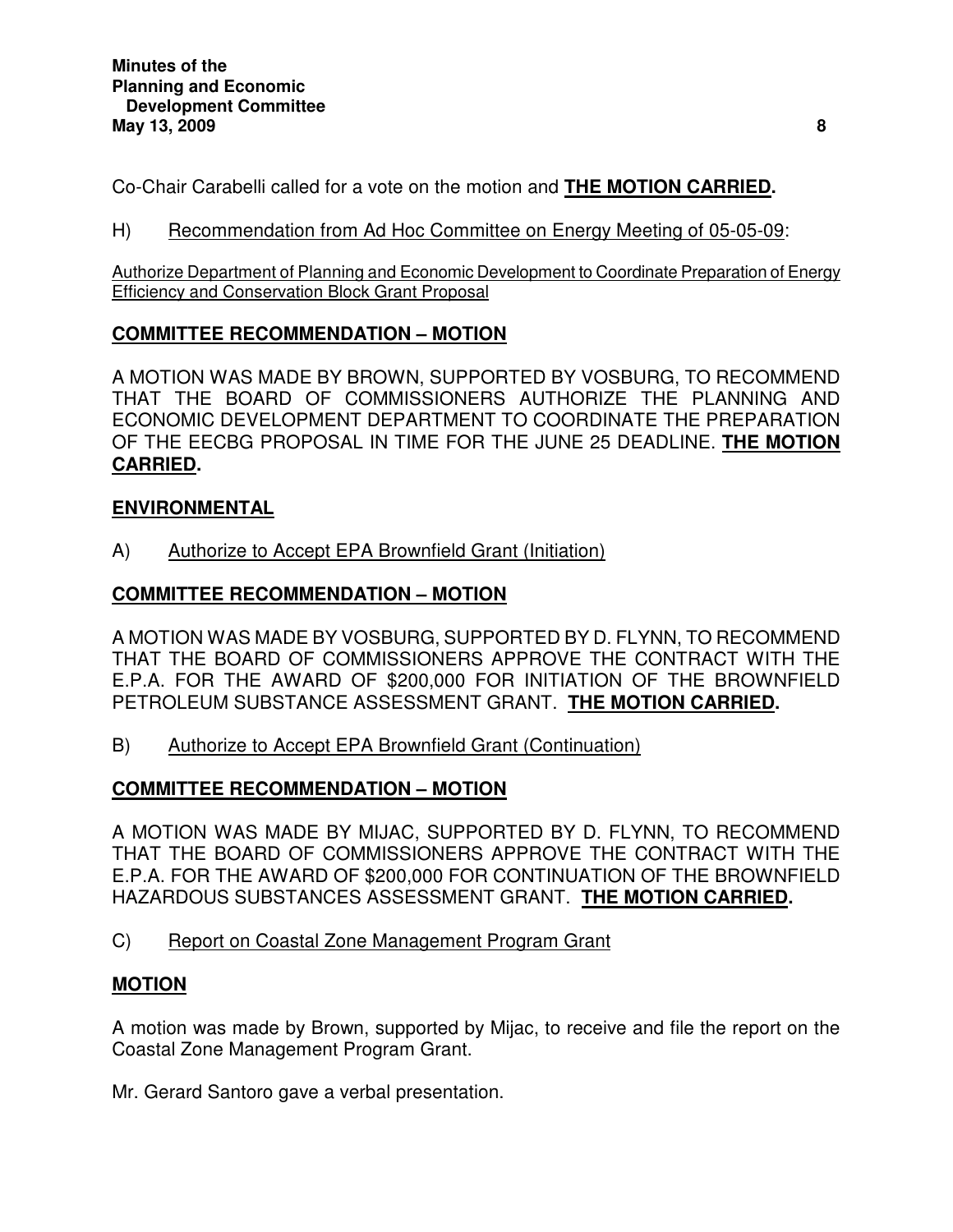Co-Chair Carabelli called for a vote on the motion and **THE MOTION CARRIED.**

H) Recommendation from Ad Hoc Committee on Energy Meeting of 05-05-09:

Authorize Department of Planning and Economic Development to Coordinate Preparation of Energy Efficiency and Conservation Block Grant Proposal

**COMMITTEE RECOMMENDATION – MOTION**

A MOTION WAS MADE BY BROWN, SUPPORTED BY VOSBURG, TO RECOMMEND THAT THE BOARD OF COMMISSIONERS AUTHORIZE THE PLANNING AND ECONOMIC DEVELOPMENT DEPARTMENT TO COORDINATE THE PREPARATION OF THE EECBG PROPOSAL IN TIME FOR THE JUNE 25 DEADLINE. **THE MOTION CARRIED.**

**ENVIRONMENTAL**

A) Authorize to Accept EPA Brownfield Grant (Initiation)

**COMMITTEE RECOMMENDATION – MOTION**

A MOTION WAS MADE BY VOSBURG, SUPPORTED BY D. FLYNN, TO RECOMMEND THAT THE BOARD OF COMMISSIONERS APPROVE THE CONTRACT WITH THE E.P.A. FOR THE AWARD OF $200,000 FOR INITIATION OF THE BROWNFIELD PETROLEUM SUBSTANCE ASSESSMENT GRANT. **THE MOTION CARRIED.**

B) Authorize to Accept EPA Brownfield Grant (Continuation)

**COMMITTEE RECOMMENDATION – MOTION**

A MOTION WAS MADE BY MIJAC, SUPPORTED BY D. FLYNN, TO RECOMMEND THAT THE BOARD OF COMMISSIONERS APPROVE THE CONTRACT WITH THE E.P.A. FOR THE AWARD OF $200,000 FOR CONTINUATION OF THE BROWNFIELD HAZARDOUS SUBSTANCES ASSESSMENT GRANT. **THE MOTION CARRIED.**

C) Report on Coastal Zone Management Program Grant

**MOTION**

A motion was made by Brown, supported by Mijac, to receive and file the report on the Coastal Zone Management Program Grant.

Mr. Gerard Santoro gave a verbal presentation.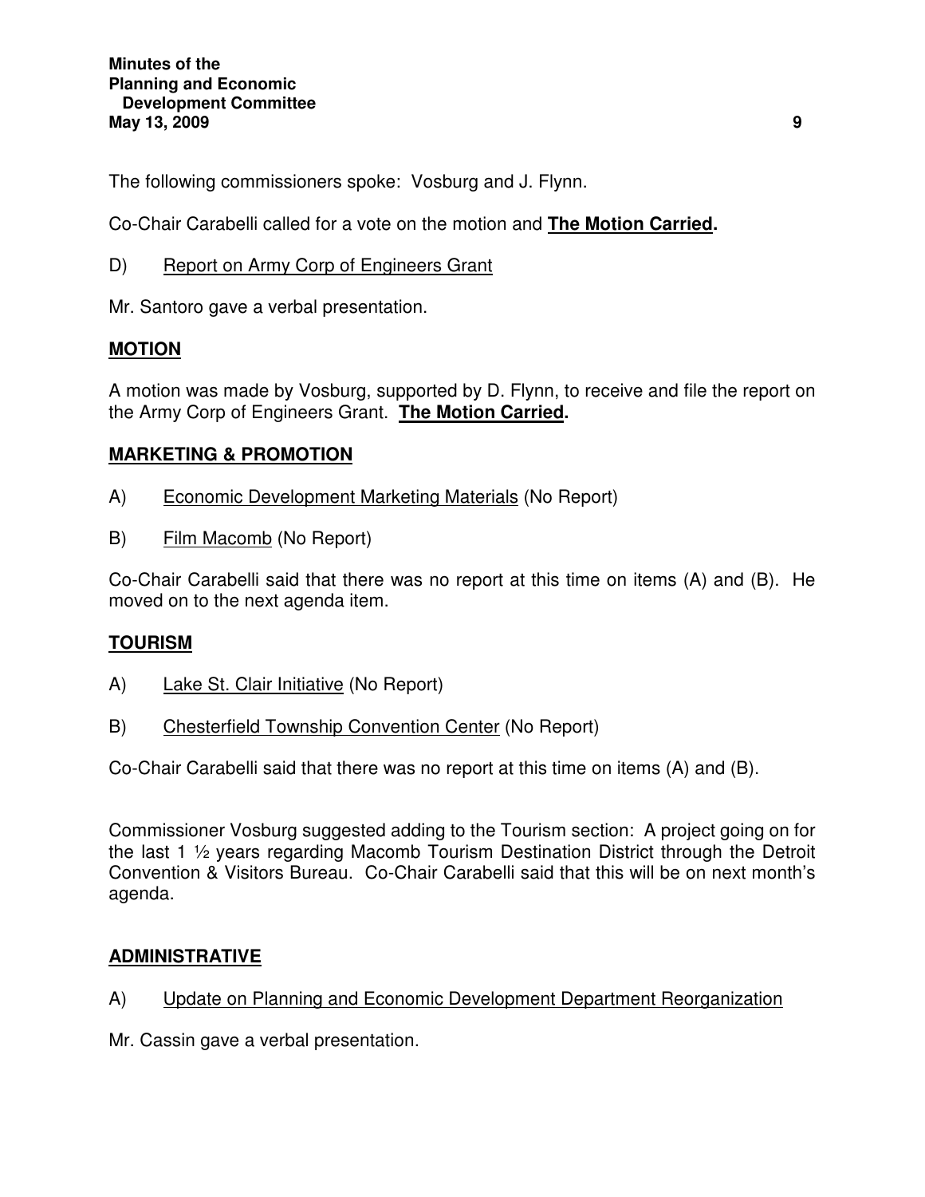The following commissioners spoke: Vosburg and J. Flynn.

Co-Chair Carabelli called for a vote on the motion and **The Motion Carried.**

D) Report on Army Corp of Engineers Grant

Mr. Santoro gave a verbal presentation.

**MOTION**

A motion was made by Vosburg, supported by D. Flynn, to receive and file the report on the Army Corp of Engineers Grant. **The Motion Carried.**

**MARKETING & PROMOTION**

A) Economic Development Marketing Materials (No Report)

B) Film Macomb (No Report)

Co-Chair Carabelli said that there was no report at this time on items (A) and (B). He moved on to the next agenda item.

**TOURISM**

A) Lake St. Clair Initiative (No Report)

B) Chesterfield Township Convention Center (No Report)

Co-Chair Carabelli said that there was no report at this time on items (A) and (B).

Commissioner Vosburg suggested adding to the Tourism section: A project going on for the last 1 ½ years regarding Macomb Tourism Destination District through the Detroit Convention & Visitors Bureau. Co-Chair Carabelli said that this will be on next month's agenda.

**ADMINISTRATIVE**

A) Update on Planning and Economic Development Department Reorganization

Mr. Cassin gave a verbal presentation.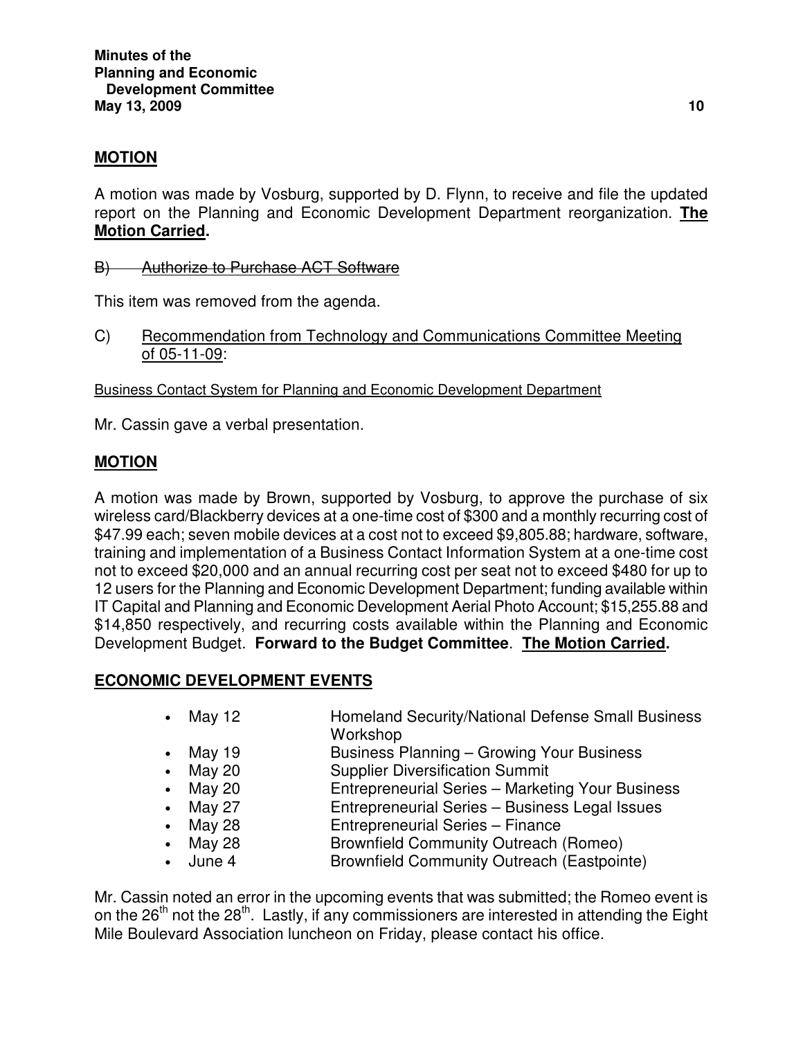**MOTION**

A motion was made by Vosburg, supported by D. Flynn, to receive and file the updated report on the Planning and Economic Development Department reorganization. **The Motion Carried.**

~~B) Authorize to Purchase ACT Software~~

This item was removed from the agenda.

C) Recommendation from Technology and Communications Committee Meeting of 05-11-09:

Business Contact System for Planning and Economic Development Department

Mr. Cassin gave a verbal presentation.

**MOTION**

A motion was made by Brown, supported by Vosburg, to approve the purchase of six wireless card/Blackberry devices at a one-time cost of $300 and a monthly recurring cost of $47.99 each; seven mobile devices at a cost not to exceed $9,805.88; hardware, software, training and implementation of a Business Contact Information System at a one-time cost not to exceed $20,000 and an annual recurring cost per seat not to exceed $480 for up to 12 users for the Planning and Economic Development Department; funding available within IT Capital and Planning and Economic Development Aerial Photo Account; $15,255.88 and $14,850 respectively, and recurring costs available within the Planning and Economic Development Budget. **Forward to the Budget Committee**. **The Motion Carried.**

**ECONOMIC DEVELOPMENT EVENTS**

- May 12 — Homeland Security/National Defense Small Business Workshop
- May 19 — Business Planning – Growing Your Business
- May 20 — Supplier Diversification Summit
- May 20 — Entrepreneurial Series – Marketing Your Business
- May 27 — Entrepreneurial Series – Business Legal Issues
- May 28 — Entrepreneurial Series – Finance
- May 28 — Brownfield Community Outreach (Romeo)
- June 4 — Brownfield Community Outreach (Eastpointe)

Mr. Cassin noted an error in the upcoming events that was submitted; the Romeo event is on the 26th not the 28th. Lastly, if any commissioners are interested in attending the Eight Mile Boulevard Association luncheon on Friday, please contact his office.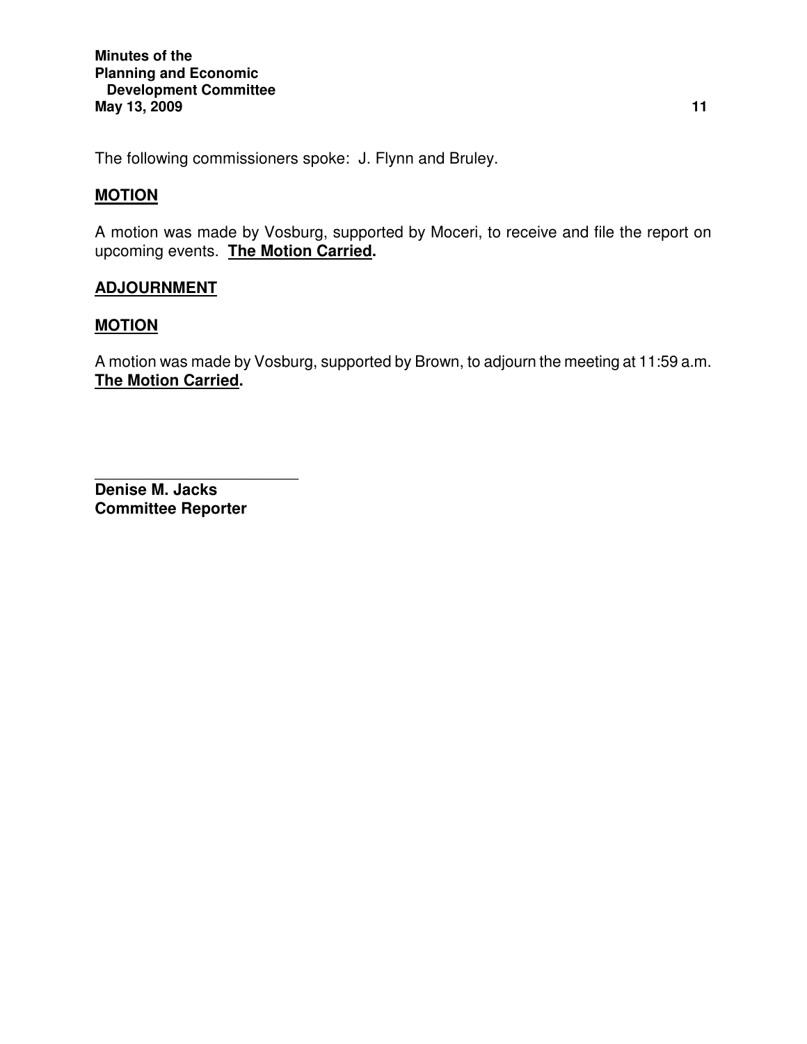The following commissioners spoke: J. Flynn and Bruley.

**MOTION**

A motion was made by Vosburg, supported by Moceri, to receive and file the report on upcoming events. **The Motion Carried.**

**ADJOURNMENT**

**MOTION**

A motion was made by Vosburg, supported by Brown, to adjourn the meeting at 11:59 a.m. **The Motion Carried.**

\_\_\_\_\_\_\_\_\_\_\_\_\_\_\_\_\_\_\_\_\_\_\_\_\_

**Denise M. Jacks**
**Committee Reporter**